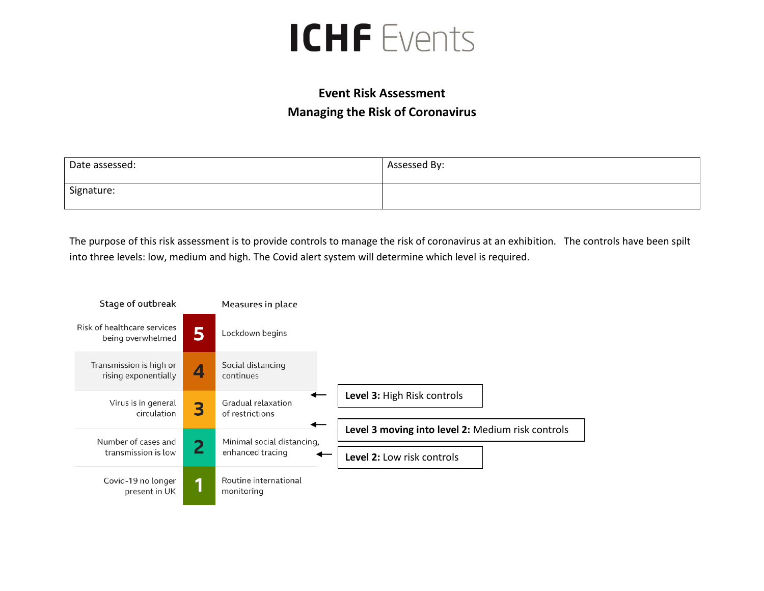# ICHF Events

## Event Risk Assessment
## Managing the Risk of Coronavirus

| Date assessed: | Assessed By: |
|---|---|
| Signature: | |

The purpose of this risk assessment is to provide controls to manage the risk of coronavirus at an exhibition. The controls have been spilt into three levels: low, medium and high. The Covid alert system will determine which level is required.

| Stage of outbreak | | Measures in place | |
|---|---|---|---|
| Risk of healthcare services being overwhelmed | 5 | Lockdown begins | |
| Transmission is high or rising exponentially | 4 | Social distancing continues | |
| Virus is in general circulation | 3 | Gradual relaxation of restrictions | **Level 3:** High Risk controls |
| | | | **Level 3 moving into level 2:** Medium risk controls |
| Number of cases and transmission is low | 2 | Minimal social distancing, enhanced tracing | **Level 2:** Low risk controls |
| Covid-19 no longer present in UK | 1 | Routine international monitoring | |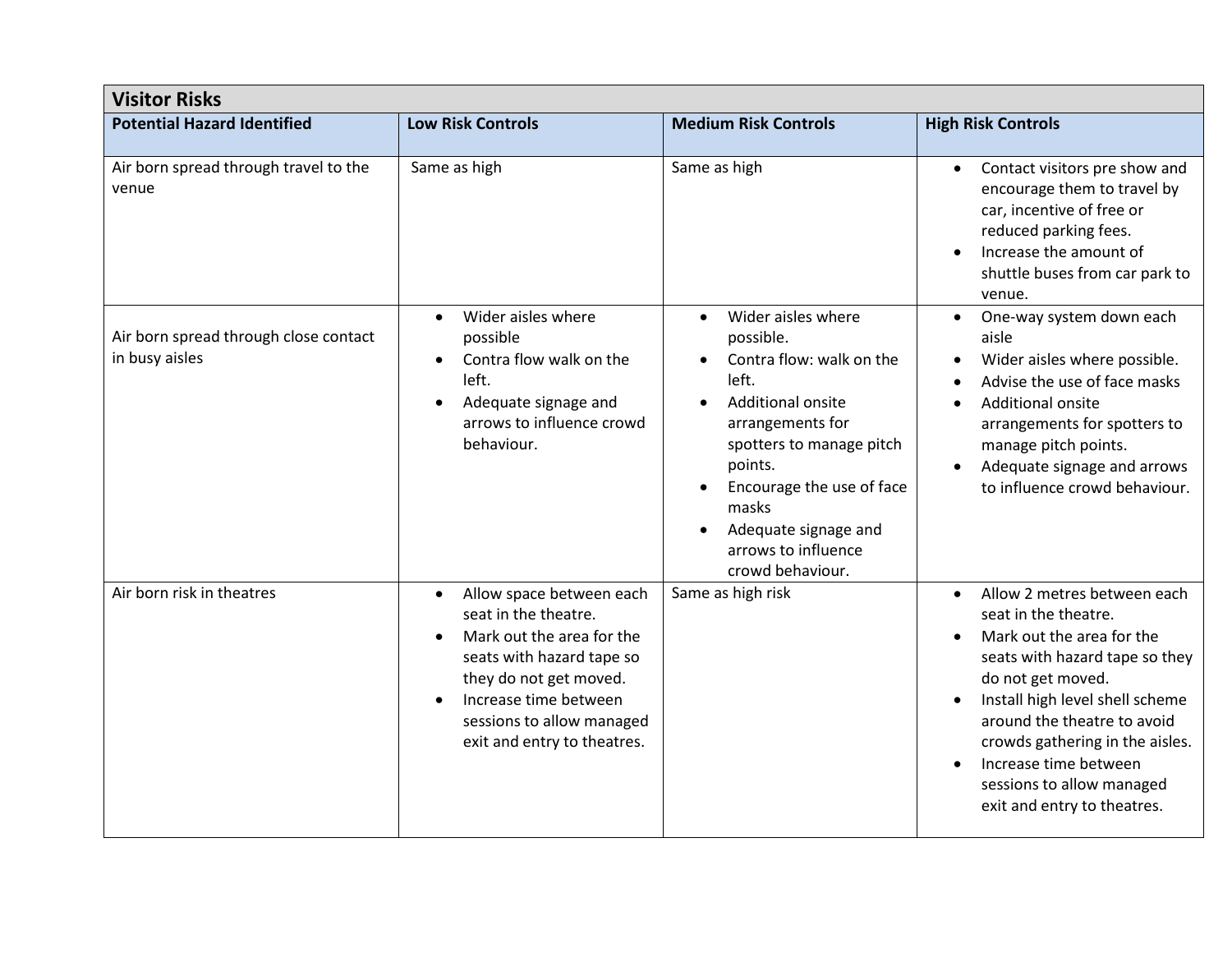| Visitor Risks | | | |
|---|---|---|---|
| **Potential Hazard Identified** | **Low Risk Controls** | **Medium Risk Controls** | **High Risk Controls** |
| Air born spread through travel to the venue | Same as high | Same as high | • Contact visitors pre show and encourage them to travel by car, incentive of free or reduced parking fees.<br>• Increase the amount of shuttle buses from car park to venue. |
| Air born spread through close contact in busy aisles | • Wider aisles where possible<br>• Contra flow walk on the left.<br>• Adequate signage and arrows to influence crowd behaviour. | • Wider aisles where possible.<br>• Contra flow: walk on the left.<br>• Additional onsite arrangements for spotters to manage pitch points.<br>• Encourage the use of face masks<br>• Adequate signage and arrows to influence crowd behaviour. | • One-way system down each aisle<br>• Wider aisles where possible.<br>• Advise the use of face masks<br>• Additional onsite arrangements for spotters to manage pitch points.<br>• Adequate signage and arrows to influence crowd behaviour. |
| Air born risk in theatres | • Allow space between each seat in the theatre.<br>• Mark out the area for the seats with hazard tape so they do not get moved.<br>• Increase time between sessions to allow managed exit and entry to theatres. | Same as high risk | • Allow 2 metres between each seat in the theatre.<br>• Mark out the area for the seats with hazard tape so they do not get moved.<br>• Install high level shell scheme around the theatre to avoid crowds gathering in the aisles.<br>• Increase time between sessions to allow managed exit and entry to theatres. |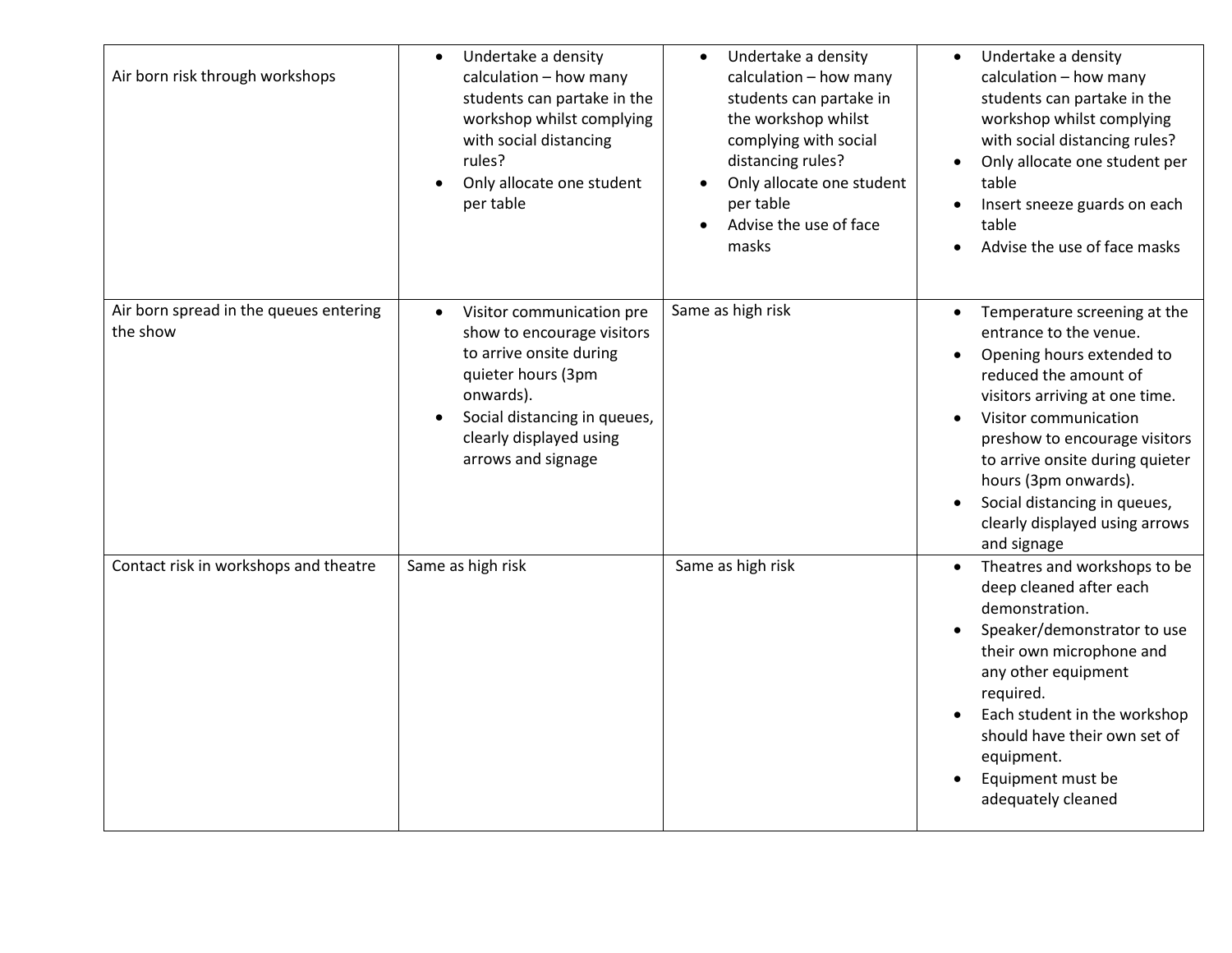| | | | |
|---|---|---|---|
| Air born risk through workshops | • Undertake a density calculation – how many students can partake in the workshop whilst complying with social distancing rules?<br>• Only allocate one student per table | • Undertake a density calculation – how many students can partake in the workshop whilst complying with social distancing rules?<br>• Only allocate one student per table<br>• Advise the use of face masks | • Undertake a density calculation – how many students can partake in the workshop whilst complying with social distancing rules?<br>• Only allocate one student per table<br>• Insert sneeze guards on each table<br>• Advise the use of face masks |
| Air born spread in the queues entering the show | • Visitor communication pre show to encourage visitors to arrive onsite during quieter hours (3pm onwards).<br>• Social distancing in queues, clearly displayed using arrows and signage | Same as high risk | • Temperature screening at the entrance to the venue.<br>• Opening hours extended to reduced the amount of visitors arriving at one time.<br>• Visitor communication preshow to encourage visitors to arrive onsite during quieter hours (3pm onwards).<br>• Social distancing in queues, clearly displayed using arrows and signage |
| Contact risk in workshops and theatre | Same as high risk | Same as high risk | • Theatres and workshops to be deep cleaned after each demonstration.<br>• Speaker/demonstrator to use their own microphone and any other equipment required.<br>• Each student in the workshop should have their own set of equipment.<br>• Equipment must be adequately cleaned |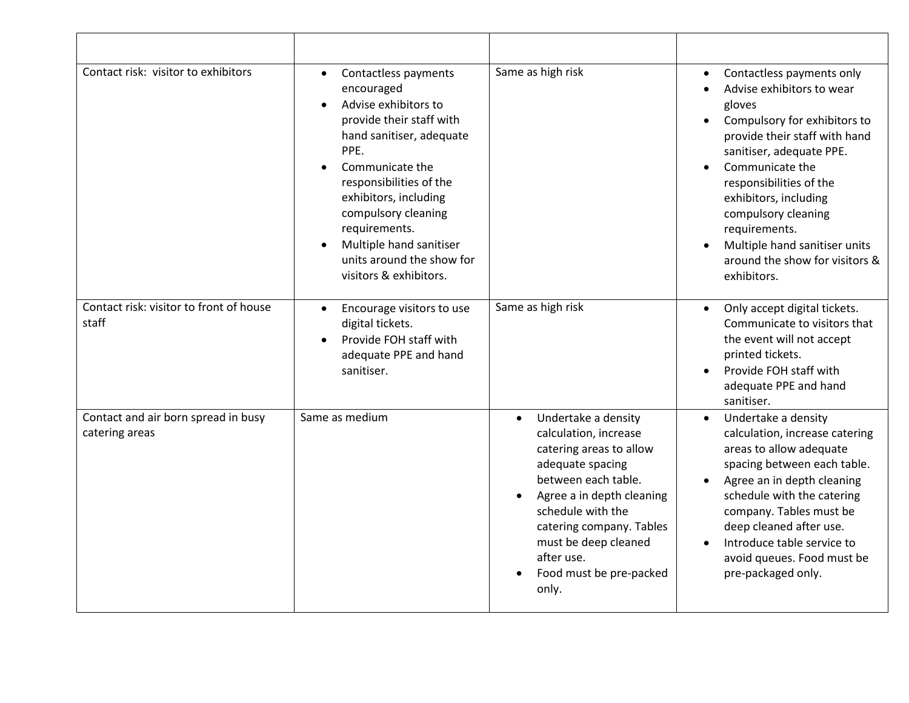| | | | |
|---|---|---|---|
| Contact risk: visitor to exhibitors | • Contactless payments encouraged<br>• Advise exhibitors to provide their staff with hand sanitiser, adequate PPE.<br>• Communicate the responsibilities of the exhibitors, including compulsory cleaning requirements.<br>• Multiple hand sanitiser units around the show for visitors & exhibitors. | Same as high risk | • Contactless payments only<br>• Advise exhibitors to wear gloves<br>• Compulsory for exhibitors to provide their staff with hand sanitiser, adequate PPE.<br>• Communicate the responsibilities of the exhibitors, including compulsory cleaning requirements.<br>• Multiple hand sanitiser units around the show for visitors & exhibitors. |
| Contact risk: visitor to front of house staff | • Encourage visitors to use digital tickets.<br>• Provide FOH staff with adequate PPE and hand sanitiser. | Same as high risk | • Only accept digital tickets. Communicate to visitors that the event will not accept printed tickets.<br>• Provide FOH staff with adequate PPE and hand sanitiser. |
| Contact and air born spread in busy catering areas | Same as medium | • Undertake a density calculation, increase catering areas to allow adequate spacing between each table.<br>• Agree a in depth cleaning schedule with the catering company. Tables must be deep cleaned after use.<br>• Food must be pre-packed only. | • Undertake a density calculation, increase catering areas to allow adequate spacing between each table.<br>• Agree an in depth cleaning schedule with the catering company. Tables must be deep cleaned after use.<br>• Introduce table service to avoid queues. Food must be pre-packaged only. |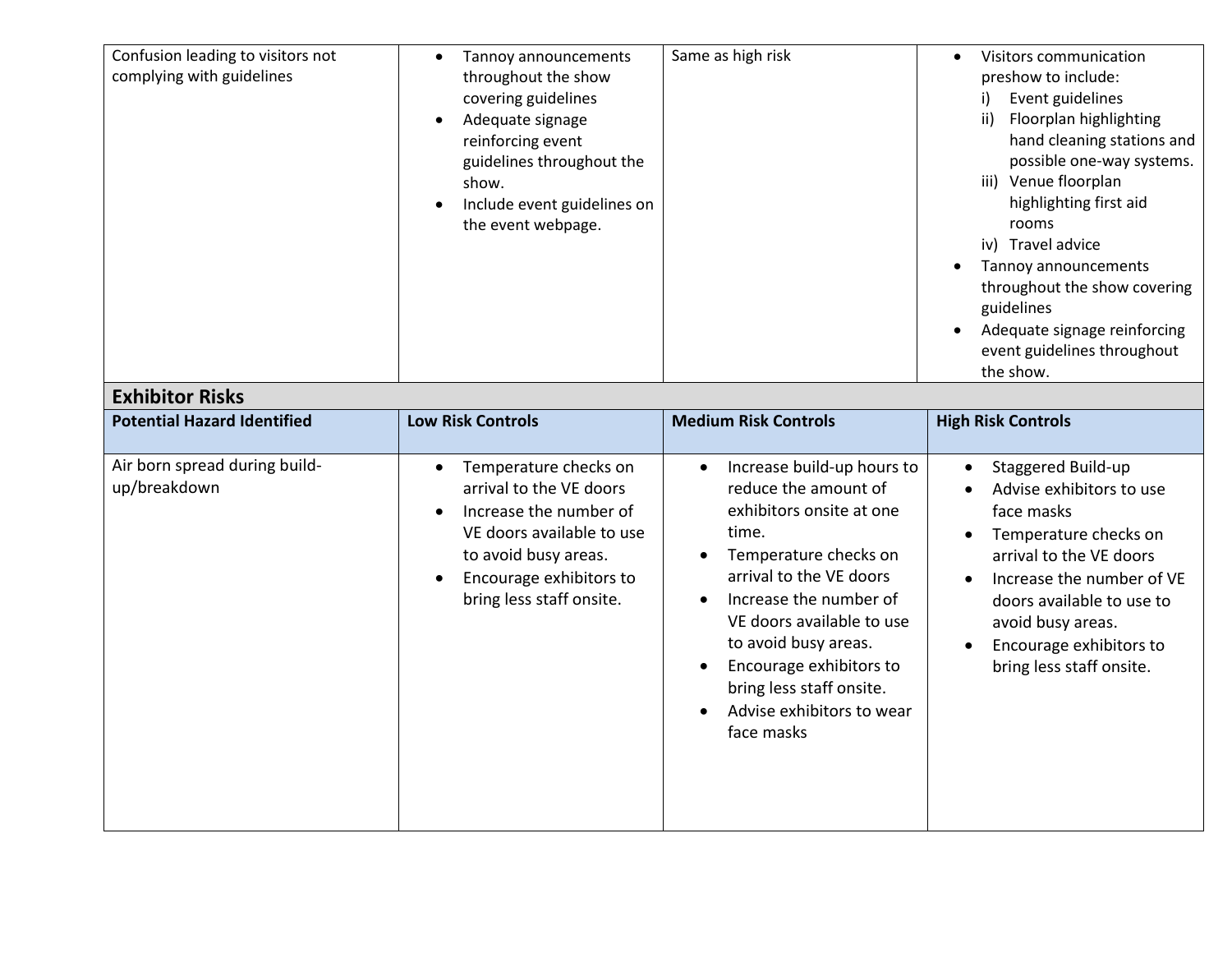| | | | |
|---|---|---|---|
| Confusion leading to visitors not complying with guidelines | • Tannoy announcements throughout the show covering guidelines<br>• Adequate signage reinforcing event guidelines throughout the show.<br>• Include event guidelines on the event webpage. | Same as high risk | • Visitors communication preshow to include:<br>i) Event guidelines<br>ii) Floorplan highlighting hand cleaning stations and possible one-way systems.<br>iii) Venue floorplan highlighting first aid rooms<br>iv) Travel advice<br>• Tannoy announcements throughout the show covering guidelines<br>• Adequate signage reinforcing event guidelines throughout the show. |

## Exhibitor Risks

| Potential Hazard Identified | Low Risk Controls | Medium Risk Controls | High Risk Controls |
|---|---|---|---|
| Air born spread during build-up/breakdown | • Temperature checks on arrival to the VE doors<br>• Increase the number of VE doors available to use to avoid busy areas.<br>• Encourage exhibitors to bring less staff onsite. | • Increase build-up hours to reduce the amount of exhibitors onsite at one time.<br>• Temperature checks on arrival to the VE doors<br>• Increase the number of VE doors available to use to avoid busy areas.<br>• Encourage exhibitors to bring less staff onsite.<br>• Advise exhibitors to wear face masks | • Staggered Build-up<br>• Advise exhibitors to use face masks<br>• Temperature checks on arrival to the VE doors<br>• Increase the number of VE doors available to use to avoid busy areas.<br>• Encourage exhibitors to bring less staff onsite. |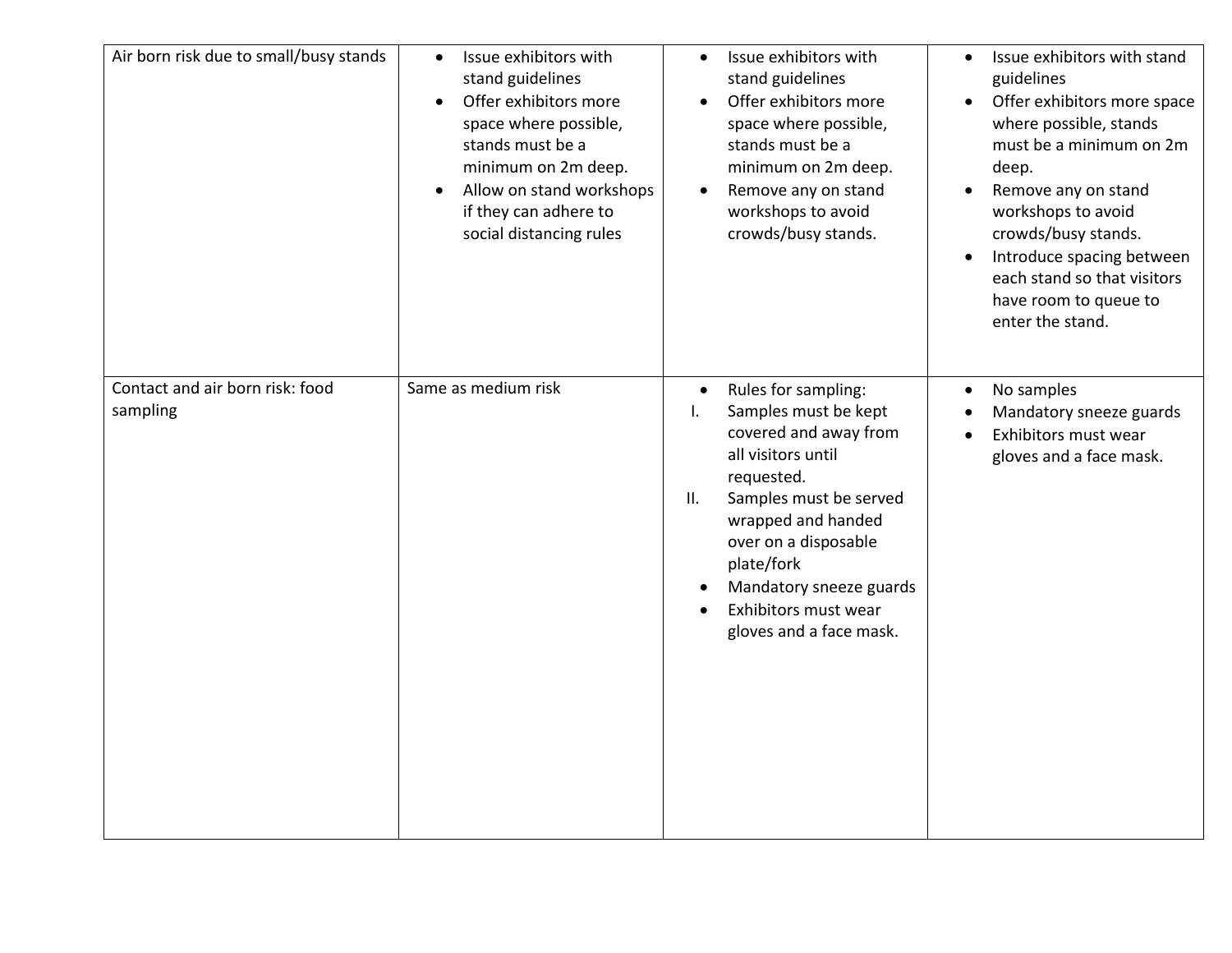| | | | |
|---|---|---|---|
| Air born risk due to small/busy stands | • Issue exhibitors with stand guidelines<br>• Offer exhibitors more space where possible, stands must be a minimum on 2m deep.<br>• Allow on stand workshops if they can adhere to social distancing rules | • Issue exhibitors with stand guidelines<br>• Offer exhibitors more space where possible, stands must be a minimum on 2m deep.<br>• Remove any on stand workshops to avoid crowds/busy stands. | • Issue exhibitors with stand guidelines<br>• Offer exhibitors more space where possible, stands must be a minimum on 2m deep.<br>• Remove any on stand workshops to avoid crowds/busy stands.<br>• Introduce spacing between each stand so that visitors have room to queue to enter the stand. |
| Contact and air born risk: food sampling | Same as medium risk | • Rules for sampling:<br>I. Samples must be kept covered and away from all visitors until requested.<br>II. Samples must be served wrapped and handed over on a disposable plate/fork<br>• Mandatory sneeze guards<br>• Exhibitors must wear gloves and a face mask. | • No samples<br>• Mandatory sneeze guards<br>• Exhibitors must wear gloves and a face mask. |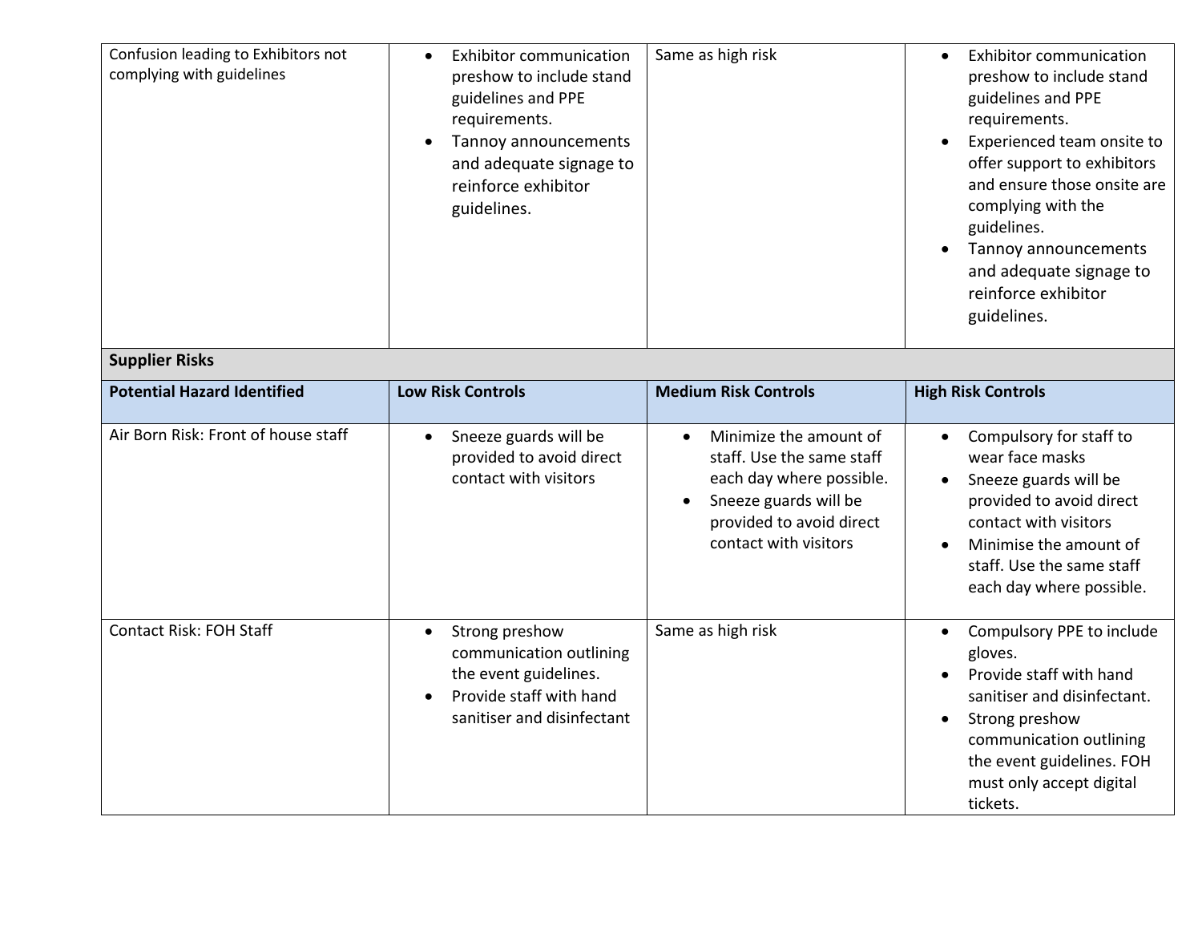| | | | |
|---|---|---|---|
| Confusion leading to Exhibitors not complying with guidelines | • Exhibitor communication preshow to include stand guidelines and PPE requirements.<br>• Tannoy announcements and adequate signage to reinforce exhibitor guidelines. | Same as high risk | • Exhibitor communication preshow to include stand guidelines and PPE requirements.<br>• Experienced team onsite to offer support to exhibitors and ensure those onsite are complying with the guidelines.<br>• Tannoy announcements and adequate signage to reinforce exhibitor guidelines. |
| **Supplier Risks** | | | |
| **Potential Hazard Identified** | **Low Risk Controls** | **Medium Risk Controls** | **High Risk Controls** |
| Air Born Risk: Front of house staff | • Sneeze guards will be provided to avoid direct contact with visitors | • Minimize the amount of staff. Use the same staff each day where possible.<br>• Sneeze guards will be provided to avoid direct contact with visitors | • Compulsory for staff to wear face masks<br>• Sneeze guards will be provided to avoid direct contact with visitors<br>• Minimise the amount of staff. Use the same staff each day where possible. |
| Contact Risk: FOH Staff | • Strong preshow communication outlining the event guidelines.<br>• Provide staff with hand sanitiser and disinfectant | Same as high risk | • Compulsory PPE to include gloves.<br>• Provide staff with hand sanitiser and disinfectant.<br>• Strong preshow communication outlining the event guidelines. FOH must only accept digital tickets. |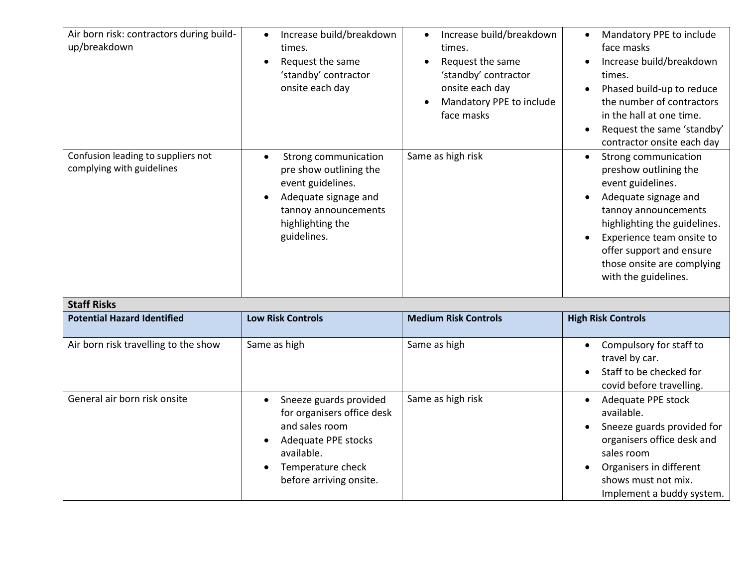| Potential Hazard Identified | Low Risk Controls | Medium Risk Controls | High Risk Controls |
|---|---|---|---|
| Air born risk: contractors during build-up/breakdown | • Increase build/breakdown times.<br>• Request the same 'standby' contractor onsite each day | • Increase build/breakdown times.<br>• Request the same 'standby' contractor onsite each day<br>• Mandatory PPE to include face masks | • Mandatory PPE to include face masks<br>• Increase build/breakdown times.<br>• Phased build-up to reduce the number of contractors in the hall at one time.<br>• Request the same 'standby' contractor onsite each day |
| Confusion leading to suppliers not complying with guidelines | • Strong communication pre show outlining the event guidelines.<br>• Adequate signage and tannoy announcements highlighting the guidelines. | Same as high risk | • Strong communication preshow outlining the event guidelines.<br>• Adequate signage and tannoy announcements highlighting the guidelines.<br>• Experience team onsite to offer support and ensure those onsite are complying with the guidelines. |
| **Staff Risks** | | | |
| **Potential Hazard Identified** | **Low Risk Controls** | **Medium Risk Controls** | **High Risk Controls** |
| Air born risk travelling to the show | Same as high | Same as high | • Compulsory for staff to travel by car.<br>• Staff to be checked for covid before travelling. |
| General air born risk onsite | • Sneeze guards provided for organisers office desk and sales room<br>• Adequate PPE stocks available.<br>• Temperature check before arriving onsite. | Same as high risk | • Adequate PPE stock available.<br>• Sneeze guards provided for organisers office desk and sales room<br>• Organisers in different shows must not mix. Implement a buddy system. |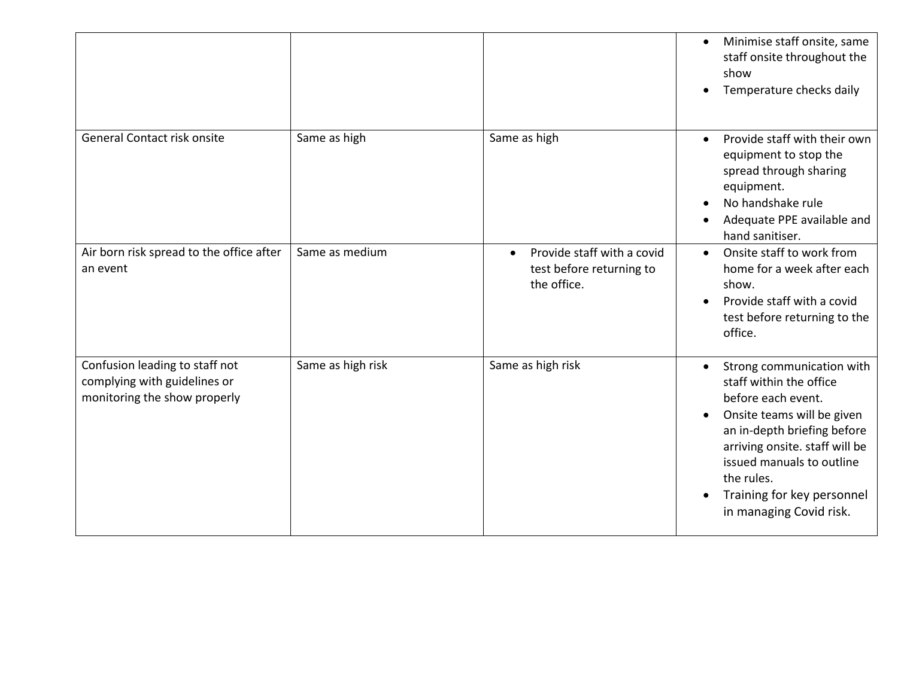| | | | |
|---|---|---|---|
| | | | • Minimise staff onsite, same staff onsite throughout the show<br>• Temperature checks daily |
| General Contact risk onsite | Same as high | Same as high | • Provide staff with their own equipment to stop the spread through sharing equipment.<br>• No handshake rule<br>• Adequate PPE available and hand sanitiser. |
| Air born risk spread to the office after an event | Same as medium | • Provide staff with a covid test before returning to the office. | • Onsite staff to work from home for a week after each show.<br>• Provide staff with a covid test before returning to the office. |
| Confusion leading to staff not complying with guidelines or monitoring the show properly | Same as high risk | Same as high risk | • Strong communication with staff within the office before each event.<br>• Onsite teams will be given an in-depth briefing before arriving onsite. staff will be issued manuals to outline the rules.<br>• Training for key personnel in managing Covid risk. |